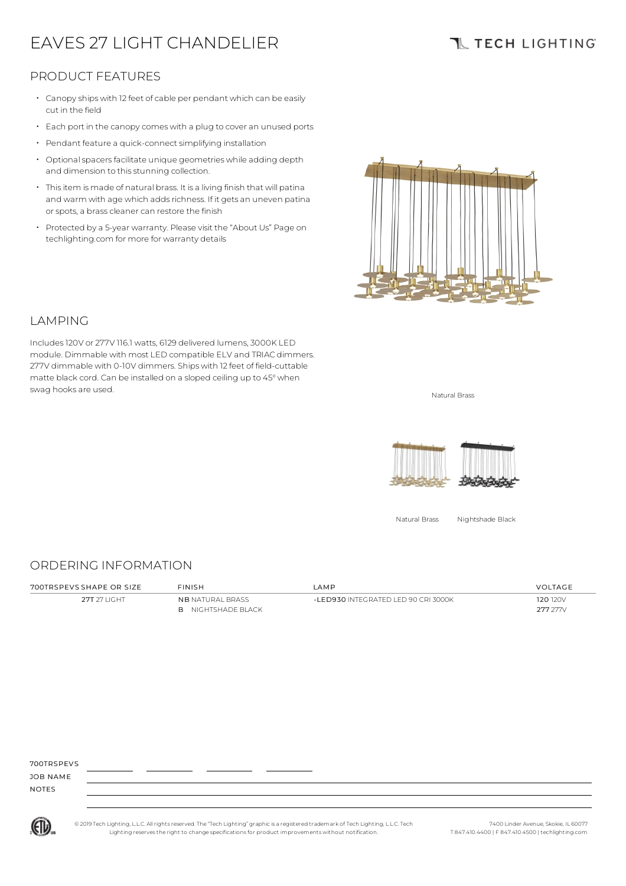# EAVES 27 LIGHT CHANDELIER

TECH LIGHTING

## PRODUCT FEATURES

- Canopy ships with 12 feet of cable per pendant which can be easily cut in the field
- Each port in the canopy comes with a plug to cover an unused ports
- Pendant feature a quick-connect simplifying installation
- Optional spacers facilitate unique geometries while adding depth and dimension to this stunning collection.
- This item is made of natural brass. It is a living finish that will patina and warm with age which adds richness. If it gets an uneven patina or spots, a brass cleaner can restore the finish
- Protected by a 5-year warranty. Please visit the "About Us" Page on techlighting.com for more for warranty details

Natural Brass

## LAMPING

Includes 120V or 277V 116.1 watts, 6129 delivered lumens, 3000K LED module. Dimmable with most LED compatible ELV and TRIAC dimmers. 277V dimmable with 0-10V dimmers. Ships with 12 feet of field-cuttable matte black cord. Can be installed on a sloped ceiling up to 45° when swag hooks are used.

Natural Brass    Nightshade Black

## ORDERING INFORMATION

| 700TRSPEVS SHAPE OR SIZE | FINISH | LAMP | VOLTAGE |
|---|---|---|---|
| **27T** 27 LIGHT | **NB** NATURAL BRASS | **-LED930** INTEGRATED LED 90 CRI 3000K | **120** 120V |
| | **B** NIGHTSHADE BLACK | | **277** 277V |

700TRSPEVS ________ ________ ________ ________

JOB NAME

NOTES

© 2019 Tech Lighting, L.L.C. All rights reserved. The "Tech Lighting" graphic is a registered trademark of Tech Lighting, L.L.C. Tech Lighting reserves the right to change specifications for product improvements without notification.

7400 Linder Avenue, Skokie, IL 60077
T 847.410.4400 | F 847.410.4500 | techlighting.com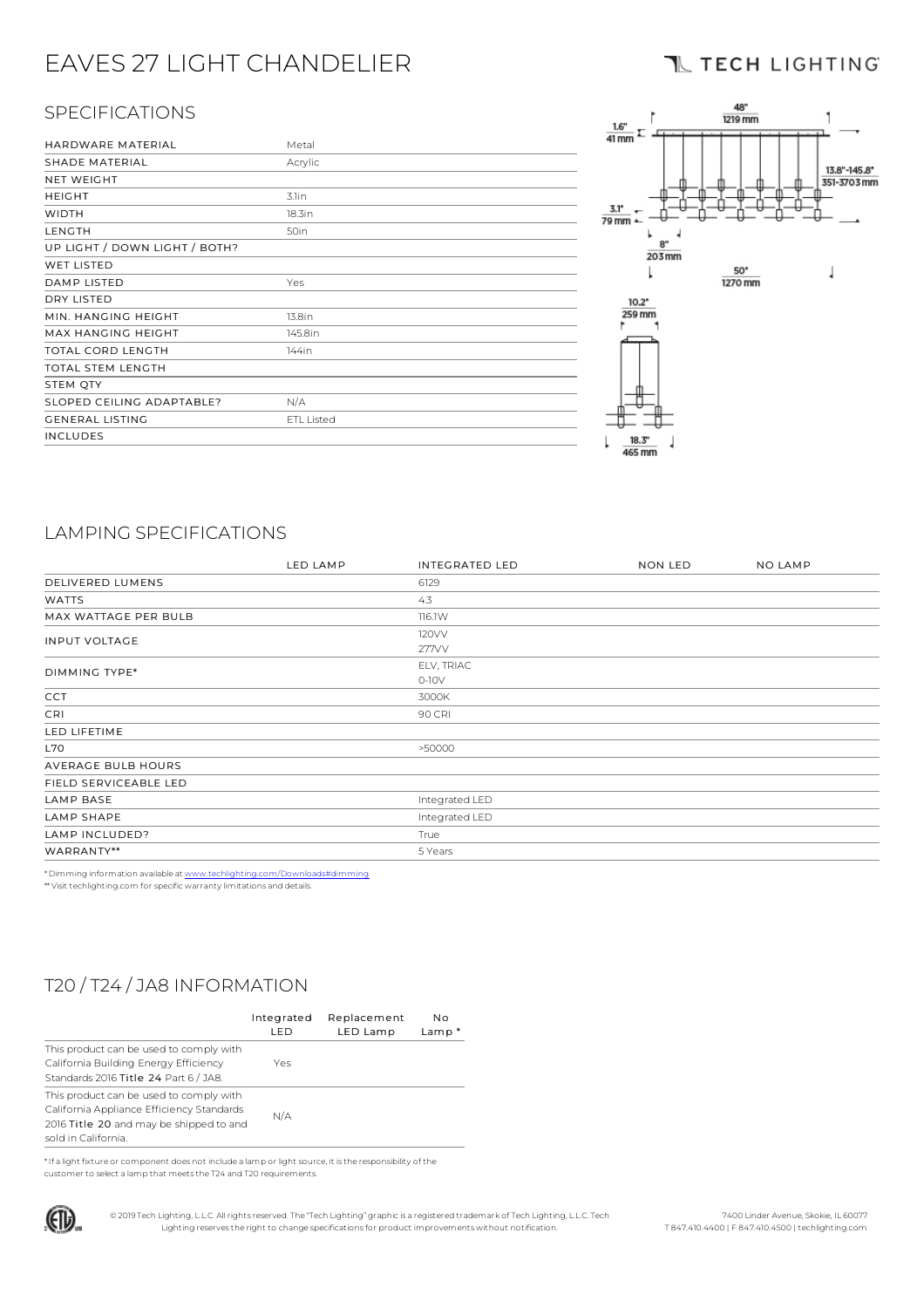# EAVES 27 LIGHT CHANDELIER

TECH LIGHTING

## SPECIFICATIONS

| | |
|---|---|
| HARDWARE MATERIAL | Metal |
| SHADE MATERIAL | Acrylic |
| NET WEIGHT | |
| HEIGHT | 3.1in |
| WIDTH | 18.3in |
| LENGTH | 50in |
| UP LIGHT / DOWN LIGHT / BOTH? | |
| WET LISTED | |
| DAMP LISTED | Yes |
| DRY LISTED | |
| MIN. HANGING HEIGHT | 13.8in |
| MAX HANGING HEIGHT | 145.8in |
| TOTAL CORD LENGTH | 144in |
| TOTAL STEM LENGTH | |
| STEM QTY | |
| SLOPED CEILING ADAPTABLE? | N/A |
| GENERAL LISTING | ETL Listed |
| INCLUDES | |

48"
1219 mm
1.6"
41 mm
13.8"-145.8"
351-3703 mm
3.1"
79 mm
8"
203 mm
50"
1270 mm
10.2"
259 mm
18.3"
465 mm

## LAMPING SPECIFICATIONS

| | LED LAMP | INTEGRATED LED | NON LED | NO LAMP |
|---|---|---|---|---|
| DELIVERED LUMENS | | 6129 | | |
| WATTS | | 43 | | |
| MAX WATTAGE PER BULB | | 116.1W | | |
| INPUT VOLTAGE | | 120VV<br>277VV | | |
| DIMMING TYPE* | | ELV, TRIAC<br>0-10V | | |
| CCT | | 3000K | | |
| CRI | | 90 CRI | | |
| LED LIFETIME | | | | |
| L70 | | >50000 | | |
| AVERAGE BULB HOURS | | | | |
| FIELD SERVICEABLE LED | | | | |
| LAMP BASE | | Integrated LED | | |
| LAMP SHAPE | | Integrated LED | | |
| LAMP INCLUDED? | | True | | |
| WARRANTY** | | 5 Years | | |

* Dimming information available at www.techlighting.com/Downloads#dimming
** Visit techlighting.com for specific warranty limitations and details.

## T20 / T24 / JA8 INFORMATION

| | Integrated LED | Replacement LED Lamp | No Lamp * |
|---|---|---|---|
| This product can be used to comply with California Building Energy Efficiency Standards 2016 Title 24 Part 6 / JA8. | Yes | | |
| This product can be used to comply with California Appliance Efficiency Standards 2016 Title 20 and may be shipped to and sold in California. | N/A | | |

* If a light fixture or component does not include a lamp or light source, it is the responsibility of the customer to select a lamp that meets the T24 and T20 requirements.

© 2019 Tech Lighting, L.L.C. All rights reserved. The "Tech Lighting" graphic is a registered trademark of Tech Lighting, L.L.C. Tech Lighting reserves the right to change specifications for product improvements without notification.

7400 Linder Avenue, Skokie, IL 60077
T 847.410.4400 | F 847.410.4500 | techlighting.com